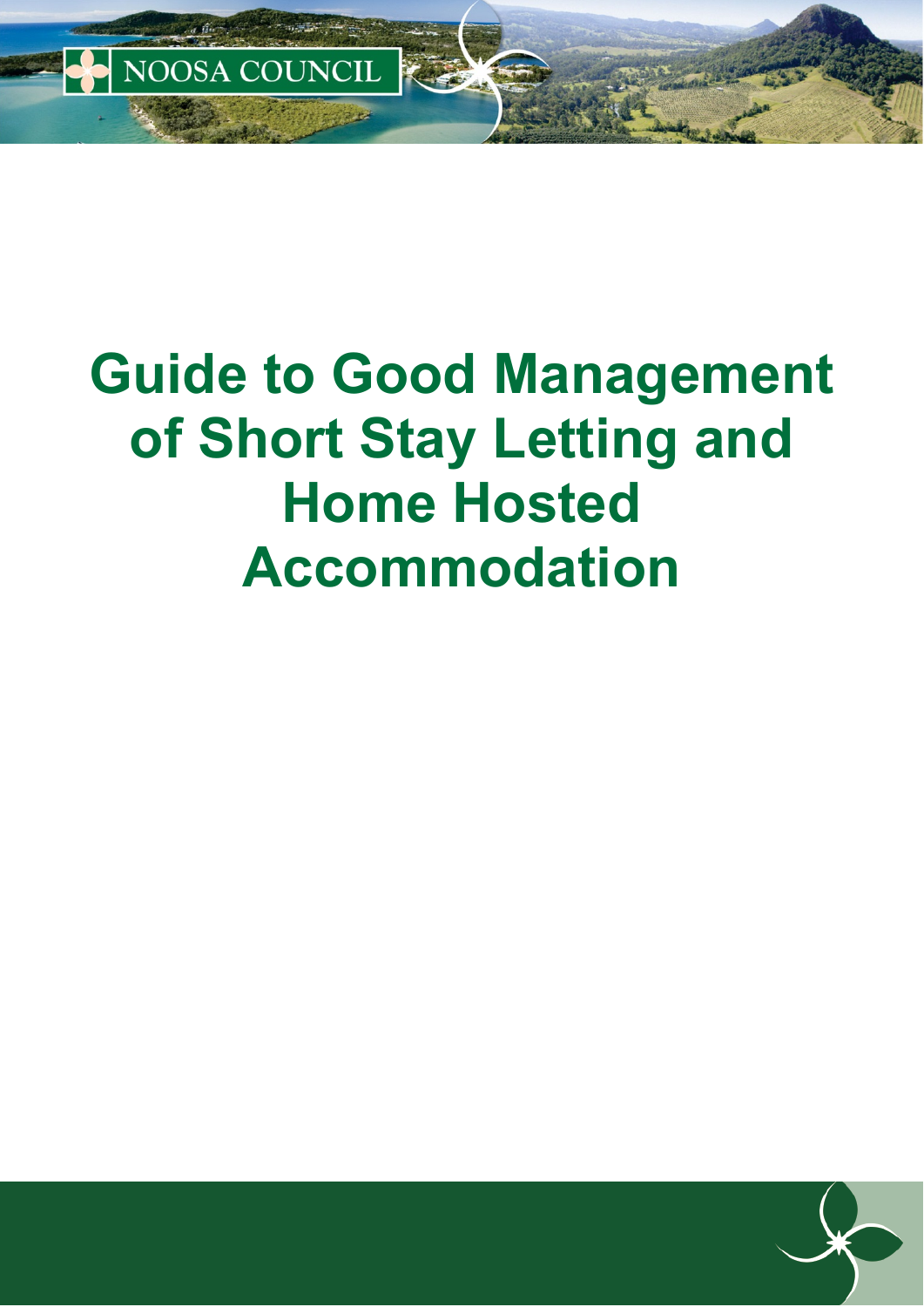NOOSA COUNCIL

# Guide to Good Management of Short Stay Letting and Home Hosted Accommodation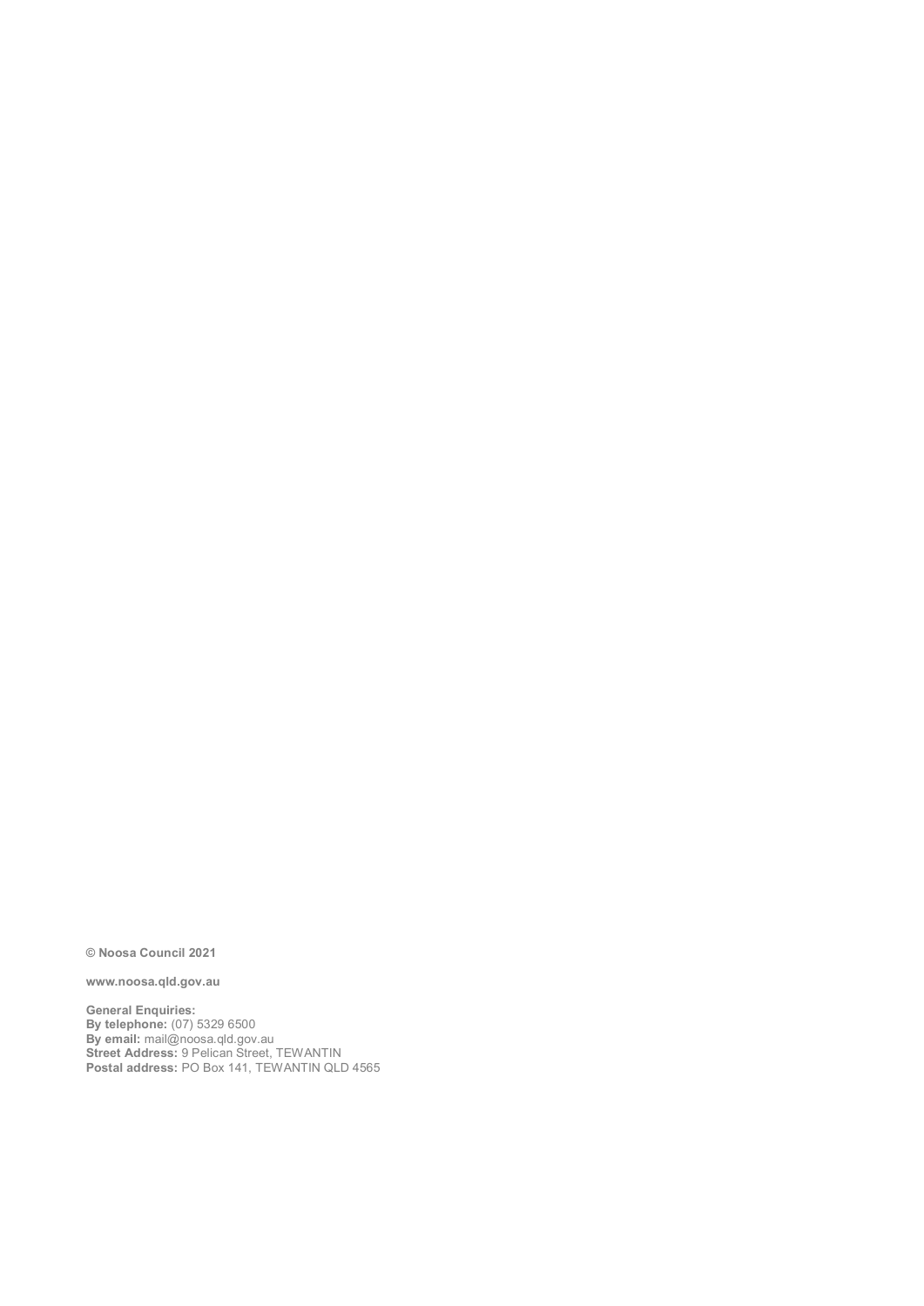**© Noosa Council 2021**

**www.noosa.qld.gov.au**

**General Enquiries:**
**By telephone:** (07) 5329 6500
**By email:** mail@noosa.qld.gov.au
**Street Address:** 9 Pelican Street, TEWANTIN
**Postal address:** PO Box 141, TEWANTIN QLD 4565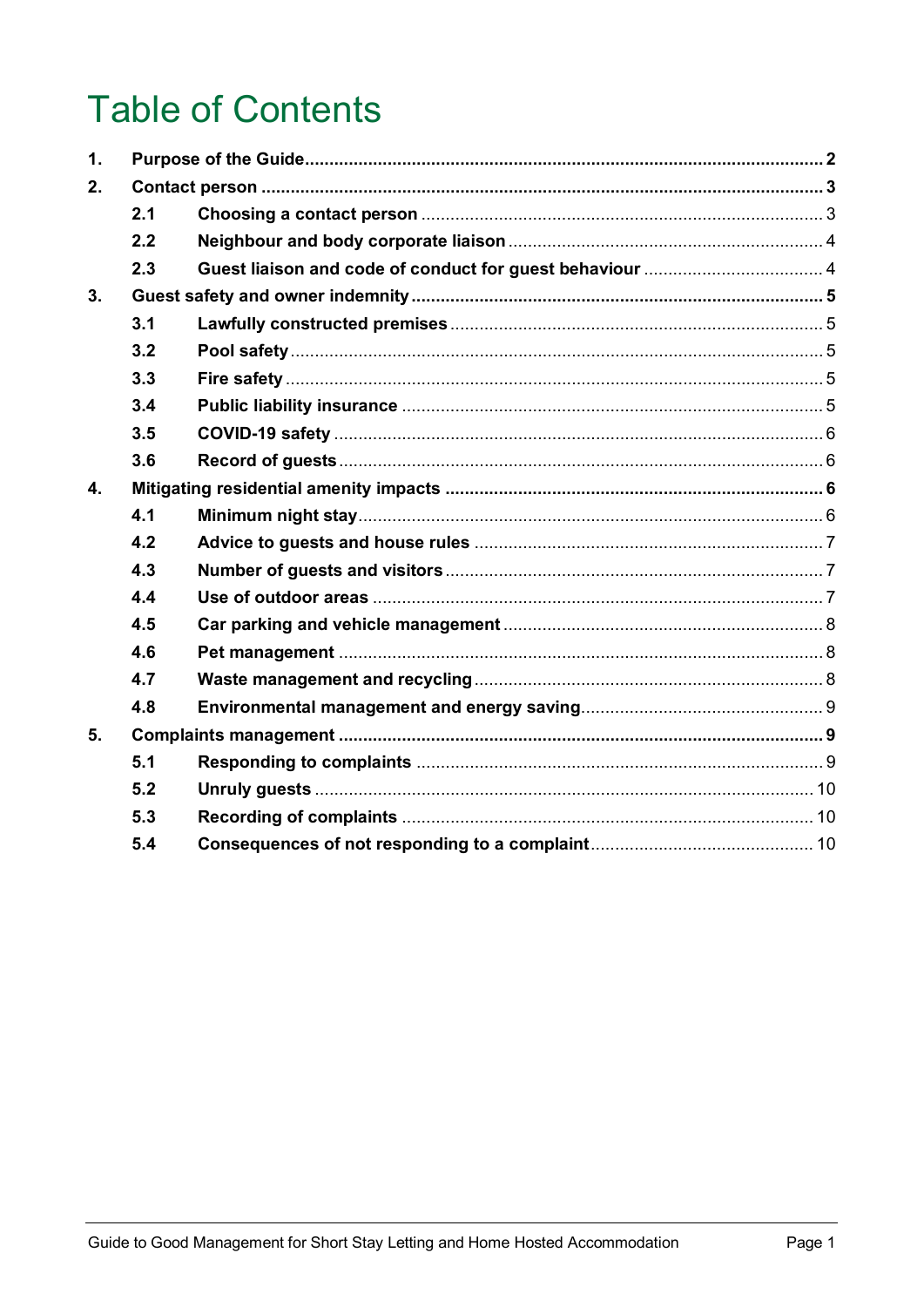# Table of Contents

| | | |
|---|---|---|
| **1.** | **Purpose of the Guide** | **2** |
| **2.** | **Contact person** | **3** |
| 2.1 | Choosing a contact person | 3 |
| 2.2 | Neighbour and body corporate liaison | 4 |
| 2.3 | Guest liaison and code of conduct for guest behaviour | 4 |
| **3.** | **Guest safety and owner indemnity** | **5** |
| 3.1 | Lawfully constructed premises | 5 |
| 3.2 | Pool safety | 5 |
| 3.3 | Fire safety | 5 |
| 3.4 | Public liability insurance | 5 |
| 3.5 | COVID-19 safety | 6 |
| 3.6 | Record of guests | 6 |
| **4.** | **Mitigating residential amenity impacts** | **6** |
| 4.1 | Minimum night stay | 6 |
| 4.2 | Advice to guests and house rules | 7 |
| 4.3 | Number of guests and visitors | 7 |
| 4.4 | Use of outdoor areas | 7 |
| 4.5 | Car parking and vehicle management | 8 |
| 4.6 | Pet management | 8 |
| 4.7 | Waste management and recycling | 8 |
| 4.8 | Environmental management and energy saving | 9 |
| **5.** | **Complaints management** | **9** |
| 5.1 | Responding to complaints | 9 |
| 5.2 | Unruly guests | 10 |
| 5.3 | Recording of complaints | 10 |
| 5.4 | Consequences of not responding to a complaint | 10 |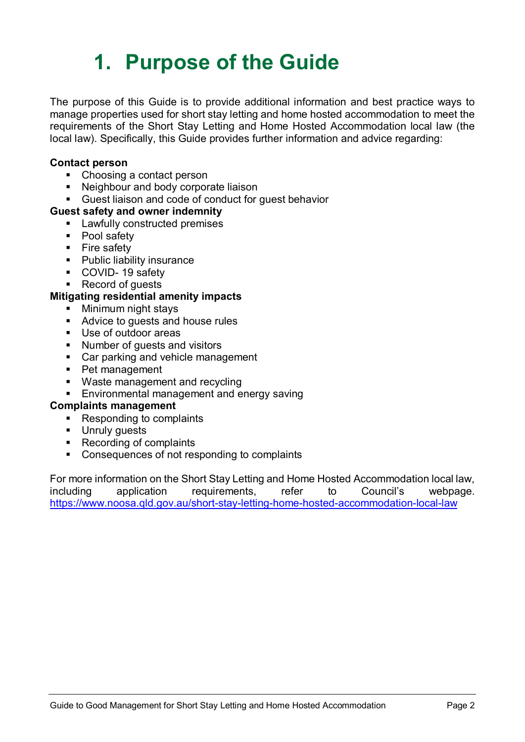# 1. Purpose of the Guide

The purpose of this Guide is to provide additional information and best practice ways to manage properties used for short stay letting and home hosted accommodation to meet the requirements of the Short Stay Letting and Home Hosted Accommodation local law (the local law). Specifically, this Guide provides further information and advice regarding:

**Contact person**

- Choosing a contact person
- Neighbour and body corporate liaison
- Guest liaison and code of conduct for guest behavior

**Guest safety and owner indemnity**

- Lawfully constructed premises
- Pool safety
- Fire safety
- Public liability insurance
- COVID- 19 safety
- Record of guests

**Mitigating residential amenity impacts**

- Minimum night stays
- Advice to guests and house rules
- Use of outdoor areas
- Number of guests and visitors
- Car parking and vehicle management
- Pet management
- Waste management and recycling
- Environmental management and energy saving

**Complaints management**

- Responding to complaints
- Unruly guests
- Recording of complaints
- Consequences of not responding to complaints

For more information on the Short Stay Letting and Home Hosted Accommodation local law, including application requirements, refer to Council's webpage. https://www.noosa.qld.gov.au/short-stay-letting-home-hosted-accommodation-local-law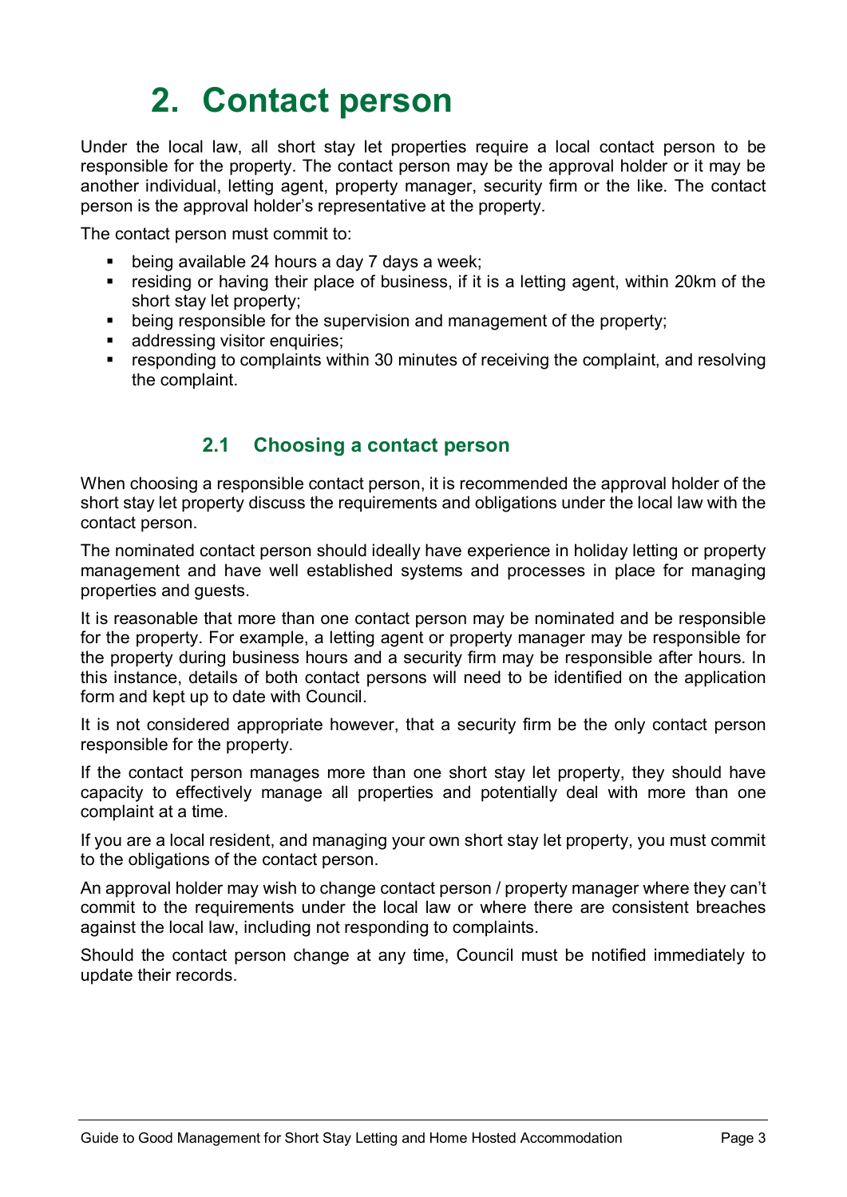# 2. Contact person

Under the local law, all short stay let properties require a local contact person to be responsible for the property. The contact person may be the approval holder or it may be another individual, letting agent, property manager, security firm or the like. The contact person is the approval holder's representative at the property.

The contact person must commit to:

- being available 24 hours a day 7 days a week;
- residing or having their place of business, if it is a letting agent, within 20km of the short stay let property;
- being responsible for the supervision and management of the property;
- addressing visitor enquiries;
- responding to complaints within 30 minutes of receiving the complaint, and resolving the complaint.

## 2.1 Choosing a contact person

When choosing a responsible contact person, it is recommended the approval holder of the short stay let property discuss the requirements and obligations under the local law with the contact person.

The nominated contact person should ideally have experience in holiday letting or property management and have well established systems and processes in place for managing properties and guests.

It is reasonable that more than one contact person may be nominated and be responsible for the property. For example, a letting agent or property manager may be responsible for the property during business hours and a security firm may be responsible after hours. In this instance, details of both contact persons will need to be identified on the application form and kept up to date with Council.

It is not considered appropriate however, that a security firm be the only contact person responsible for the property.

If the contact person manages more than one short stay let property, they should have capacity to effectively manage all properties and potentially deal with more than one complaint at a time.

If you are a local resident, and managing your own short stay let property, you must commit to the obligations of the contact person.

An approval holder may wish to change contact person / property manager where they can't commit to the requirements under the local law or where there are consistent breaches against the local law, including not responding to complaints.

Should the contact person change at any time, Council must be notified immediately to update their records.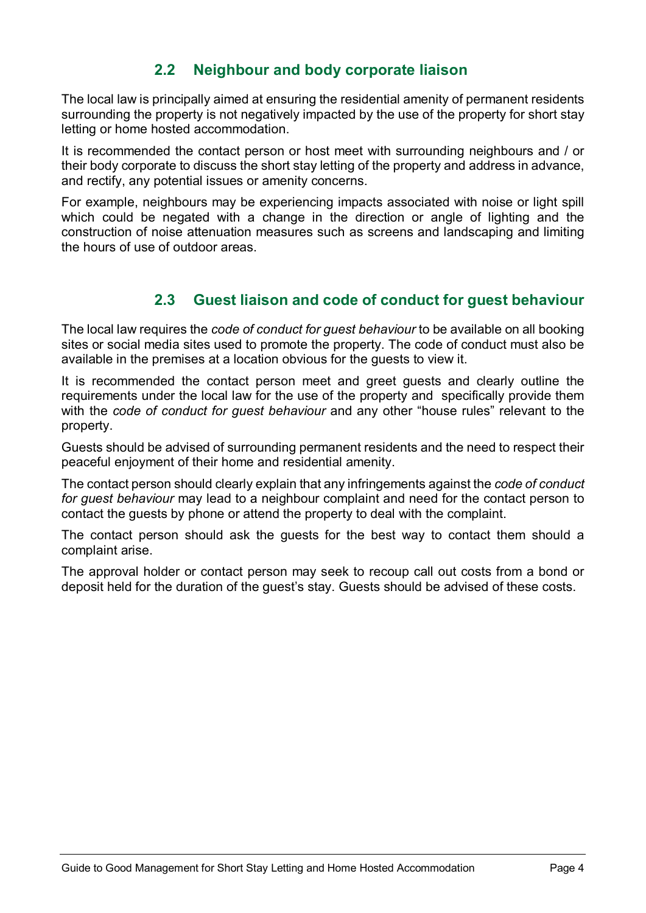## 2.2 Neighbour and body corporate liaison

The local law is principally aimed at ensuring the residential amenity of permanent residents surrounding the property is not negatively impacted by the use of the property for short stay letting or home hosted accommodation.

It is recommended the contact person or host meet with surrounding neighbours and / or their body corporate to discuss the short stay letting of the property and address in advance, and rectify, any potential issues or amenity concerns.

For example, neighbours may be experiencing impacts associated with noise or light spill which could be negated with a change in the direction or angle of lighting and the construction of noise attenuation measures such as screens and landscaping and limiting the hours of use of outdoor areas.

## 2.3 Guest liaison and code of conduct for guest behaviour

The local law requires the *code of conduct for guest behaviour* to be available on all booking sites or social media sites used to promote the property. The code of conduct must also be available in the premises at a location obvious for the guests to view it.

It is recommended the contact person meet and greet guests and clearly outline the requirements under the local law for the use of the property and specifically provide them with the *code of conduct for guest behaviour* and any other "house rules" relevant to the property.

Guests should be advised of surrounding permanent residents and the need to respect their peaceful enjoyment of their home and residential amenity.

The contact person should clearly explain that any infringements against the *code of conduct for guest behaviour* may lead to a neighbour complaint and need for the contact person to contact the guests by phone or attend the property to deal with the complaint.

The contact person should ask the guests for the best way to contact them should a complaint arise.

The approval holder or contact person may seek to recoup call out costs from a bond or deposit held for the duration of the guest's stay. Guests should be advised of these costs.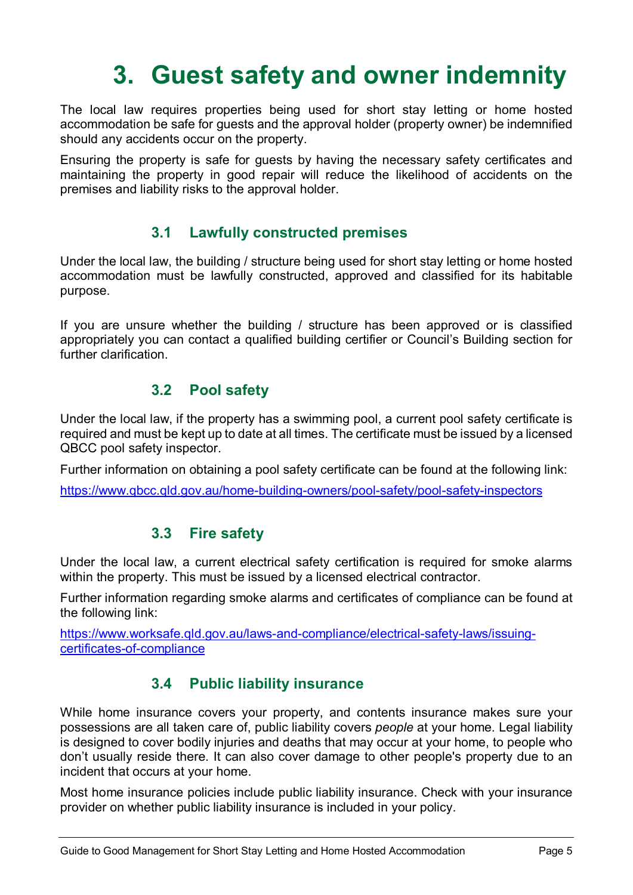# 3. Guest safety and owner indemnity

The local law requires properties being used for short stay letting or home hosted accommodation be safe for guests and the approval holder (property owner) be indemnified should any accidents occur on the property.

Ensuring the property is safe for guests by having the necessary safety certificates and maintaining the property in good repair will reduce the likelihood of accidents on the premises and liability risks to the approval holder.

## 3.1 Lawfully constructed premises

Under the local law, the building / structure being used for short stay letting or home hosted accommodation must be lawfully constructed, approved and classified for its habitable purpose.

If you are unsure whether the building / structure has been approved or is classified appropriately you can contact a qualified building certifier or Council's Building section for further clarification.

## 3.2 Pool safety

Under the local law, if the property has a swimming pool, a current pool safety certificate is required and must be kept up to date at all times. The certificate must be issued by a licensed QBCC pool safety inspector.

Further information on obtaining a pool safety certificate can be found at the following link:

https://www.qbcc.qld.gov.au/home-building-owners/pool-safety/pool-safety-inspectors

## 3.3 Fire safety

Under the local law, a current electrical safety certification is required for smoke alarms within the property. This must be issued by a licensed electrical contractor.

Further information regarding smoke alarms and certificates of compliance can be found at the following link:

https://www.worksafe.qld.gov.au/laws-and-compliance/electrical-safety-laws/issuing-certificates-of-compliance

## 3.4 Public liability insurance

While home insurance covers your property, and contents insurance makes sure your possessions are all taken care of, public liability covers *people* at your home. Legal liability is designed to cover bodily injuries and deaths that may occur at your home, to people who don't usually reside there. It can also cover damage to other people's property due to an incident that occurs at your home.

Most home insurance policies include public liability insurance. Check with your insurance provider on whether public liability insurance is included in your policy.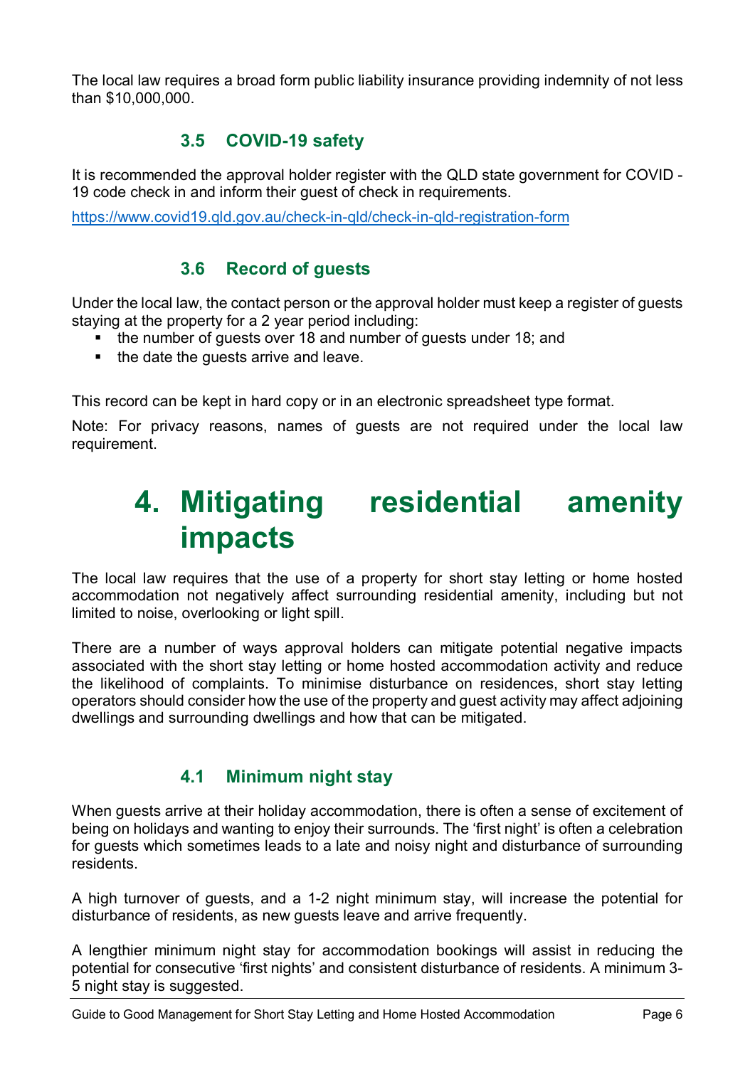The local law requires a broad form public liability insurance providing indemnity of not less than $10,000,000.

### 3.5 COVID-19 safety

It is recommended the approval holder register with the QLD state government for COVID - 19 code check in and inform their guest of check in requirements.

https://www.covid19.qld.gov.au/check-in-qld/check-in-qld-registration-form

### 3.6 Record of guests

Under the local law, the contact person or the approval holder must keep a register of guests staying at the property for a 2 year period including:

- the number of guests over 18 and number of guests under 18; and
- the date the guests arrive and leave.

This record can be kept in hard copy or in an electronic spreadsheet type format.

Note: For privacy reasons, names of guests are not required under the local law requirement.

# 4. Mitigating residential amenity impacts

The local law requires that the use of a property for short stay letting or home hosted accommodation not negatively affect surrounding residential amenity, including but not limited to noise, overlooking or light spill.

There are a number of ways approval holders can mitigate potential negative impacts associated with the short stay letting or home hosted accommodation activity and reduce the likelihood of complaints. To minimise disturbance on residences, short stay letting operators should consider how the use of the property and guest activity may affect adjoining dwellings and surrounding dwellings and how that can be mitigated.

### 4.1 Minimum night stay

When guests arrive at their holiday accommodation, there is often a sense of excitement of being on holidays and wanting to enjoy their surrounds. The 'first night' is often a celebration for guests which sometimes leads to a late and noisy night and disturbance of surrounding residents.

A high turnover of guests, and a 1-2 night minimum stay, will increase the potential for disturbance of residents, as new guests leave and arrive frequently.

A lengthier minimum night stay for accommodation bookings will assist in reducing the potential for consecutive 'first nights' and consistent disturbance of residents. A minimum 3-5 night stay is suggested.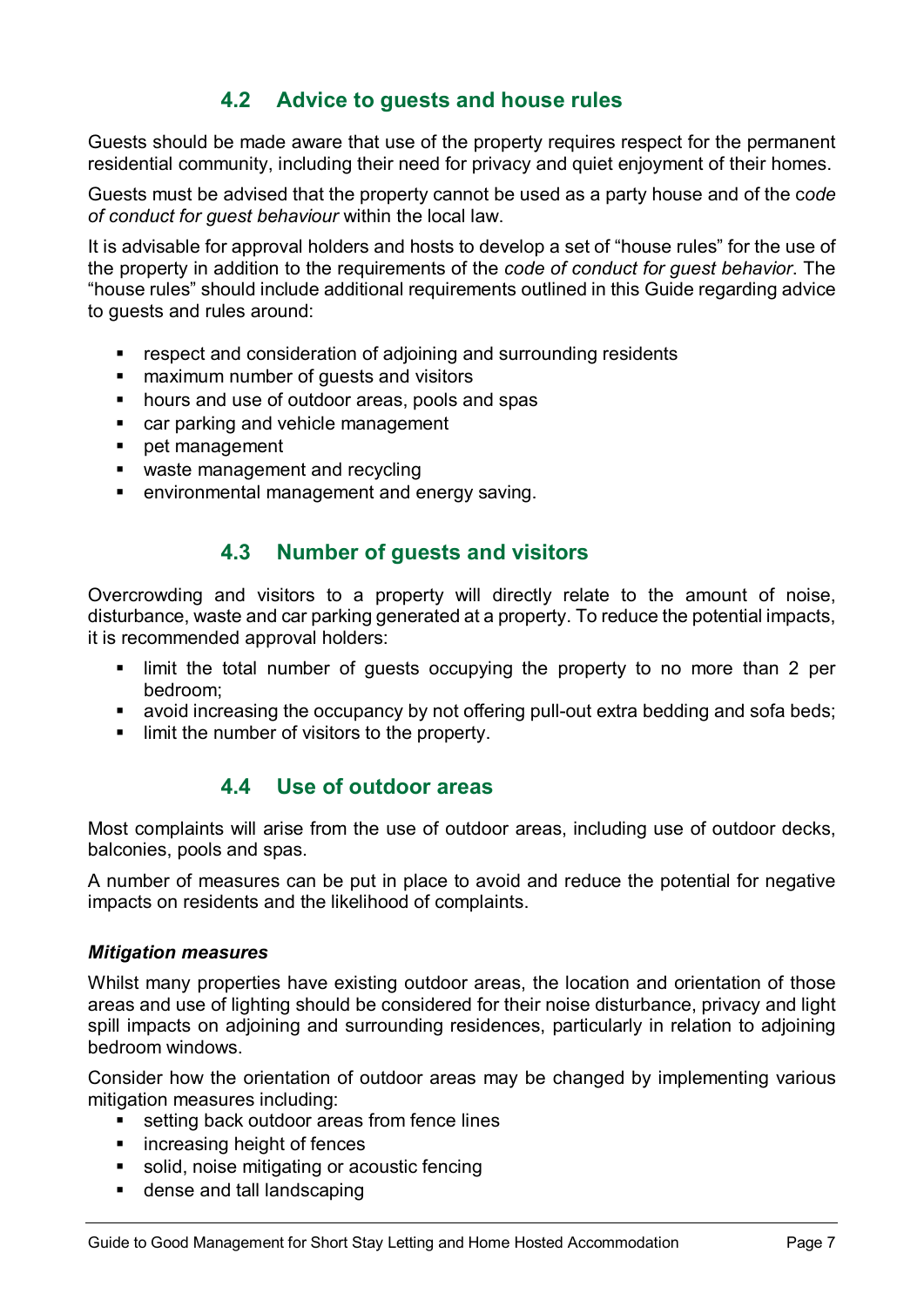## 4.2 Advice to guests and house rules

Guests should be made aware that use of the property requires respect for the permanent residential community, including their need for privacy and quiet enjoyment of their homes.

Guests must be advised that the property cannot be used as a party house and of the *code of conduct for guest behaviour* within the local law.

It is advisable for approval holders and hosts to develop a set of "house rules" for the use of the property in addition to the requirements of the *code of conduct for guest behavior*. The "house rules" should include additional requirements outlined in this Guide regarding advice to guests and rules around:

- respect and consideration of adjoining and surrounding residents
- maximum number of guests and visitors
- hours and use of outdoor areas, pools and spas
- car parking and vehicle management
- pet management
- waste management and recycling
- environmental management and energy saving.

## 4.3 Number of guests and visitors

Overcrowding and visitors to a property will directly relate to the amount of noise, disturbance, waste and car parking generated at a property. To reduce the potential impacts, it is recommended approval holders:

- limit the total number of guests occupying the property to no more than 2 per bedroom;
- avoid increasing the occupancy by not offering pull-out extra bedding and sofa beds;
- limit the number of visitors to the property.

## 4.4 Use of outdoor areas

Most complaints will arise from the use of outdoor areas, including use of outdoor decks, balconies, pools and spas.

A number of measures can be put in place to avoid and reduce the potential for negative impacts on residents and the likelihood of complaints.

### *Mitigation measures*

Whilst many properties have existing outdoor areas, the location and orientation of those areas and use of lighting should be considered for their noise disturbance, privacy and light spill impacts on adjoining and surrounding residences, particularly in relation to adjoining bedroom windows.

Consider how the orientation of outdoor areas may be changed by implementing various mitigation measures including:

- setting back outdoor areas from fence lines
- increasing height of fences
- solid, noise mitigating or acoustic fencing
- dense and tall landscaping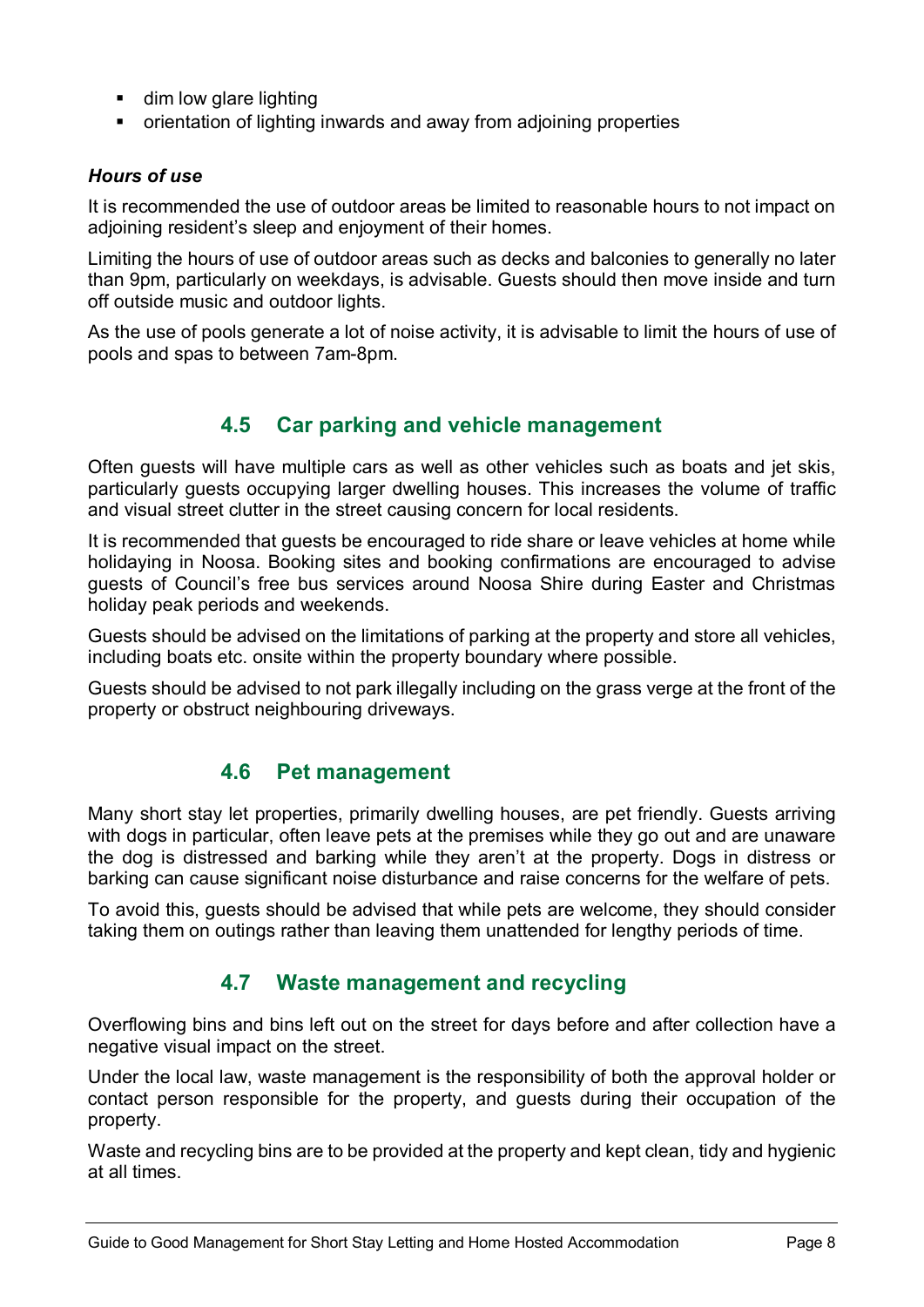- dim low glare lighting
- orientation of lighting inwards and away from adjoining properties

***Hours of use***

It is recommended the use of outdoor areas be limited to reasonable hours to not impact on adjoining resident's sleep and enjoyment of their homes.

Limiting the hours of use of outdoor areas such as decks and balconies to generally no later than 9pm, particularly on weekdays, is advisable. Guests should then move inside and turn off outside music and outdoor lights.

As the use of pools generate a lot of noise activity, it is advisable to limit the hours of use of pools and spas to between 7am-8pm.

## 4.5 Car parking and vehicle management

Often guests will have multiple cars as well as other vehicles such as boats and jet skis, particularly guests occupying larger dwelling houses. This increases the volume of traffic and visual street clutter in the street causing concern for local residents.

It is recommended that guests be encouraged to ride share or leave vehicles at home while holidaying in Noosa. Booking sites and booking confirmations are encouraged to advise guests of Council's free bus services around Noosa Shire during Easter and Christmas holiday peak periods and weekends.

Guests should be advised on the limitations of parking at the property and store all vehicles, including boats etc. onsite within the property boundary where possible.

Guests should be advised to not park illegally including on the grass verge at the front of the property or obstruct neighbouring driveways.

## 4.6 Pet management

Many short stay let properties, primarily dwelling houses, are pet friendly. Guests arriving with dogs in particular, often leave pets at the premises while they go out and are unaware the dog is distressed and barking while they aren't at the property. Dogs in distress or barking can cause significant noise disturbance and raise concerns for the welfare of pets.

To avoid this, guests should be advised that while pets are welcome, they should consider taking them on outings rather than leaving them unattended for lengthy periods of time.

## 4.7 Waste management and recycling

Overflowing bins and bins left out on the street for days before and after collection have a negative visual impact on the street.

Under the local law, waste management is the responsibility of both the approval holder or contact person responsible for the property, and guests during their occupation of the property.

Waste and recycling bins are to be provided at the property and kept clean, tidy and hygienic at all times.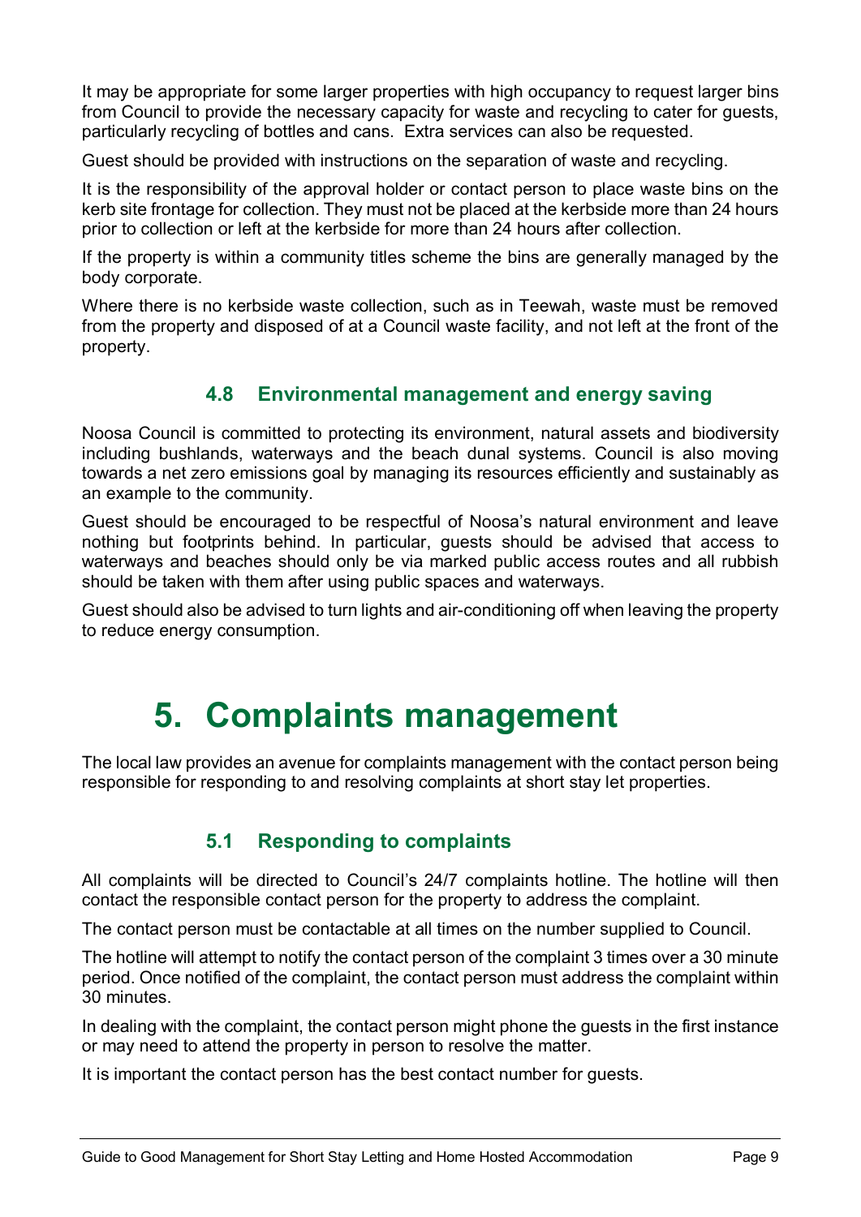It may be appropriate for some larger properties with high occupancy to request larger bins from Council to provide the necessary capacity for waste and recycling to cater for guests, particularly recycling of bottles and cans. Extra services can also be requested.

Guest should be provided with instructions on the separation of waste and recycling.

It is the responsibility of the approval holder or contact person to place waste bins on the kerb site frontage for collection. They must not be placed at the kerbside more than 24 hours prior to collection or left at the kerbside for more than 24 hours after collection.

If the property is within a community titles scheme the bins are generally managed by the body corporate.

Where there is no kerbside waste collection, such as in Teewah, waste must be removed from the property and disposed of at a Council waste facility, and not left at the front of the property.

## 4.8 Environmental management and energy saving

Noosa Council is committed to protecting its environment, natural assets and biodiversity including bushlands, waterways and the beach dunal systems. Council is also moving towards a net zero emissions goal by managing its resources efficiently and sustainably as an example to the community.

Guest should be encouraged to be respectful of Noosa's natural environment and leave nothing but footprints behind. In particular, guests should be advised that access to waterways and beaches should only be via marked public access routes and all rubbish should be taken with them after using public spaces and waterways.

Guest should also be advised to turn lights and air-conditioning off when leaving the property to reduce energy consumption.

# 5. Complaints management

The local law provides an avenue for complaints management with the contact person being responsible for responding to and resolving complaints at short stay let properties.

## 5.1 Responding to complaints

All complaints will be directed to Council's 24/7 complaints hotline. The hotline will then contact the responsible contact person for the property to address the complaint.

The contact person must be contactable at all times on the number supplied to Council.

The hotline will attempt to notify the contact person of the complaint 3 times over a 30 minute period. Once notified of the complaint, the contact person must address the complaint within 30 minutes.

In dealing with the complaint, the contact person might phone the guests in the first instance or may need to attend the property in person to resolve the matter.

It is important the contact person has the best contact number for guests.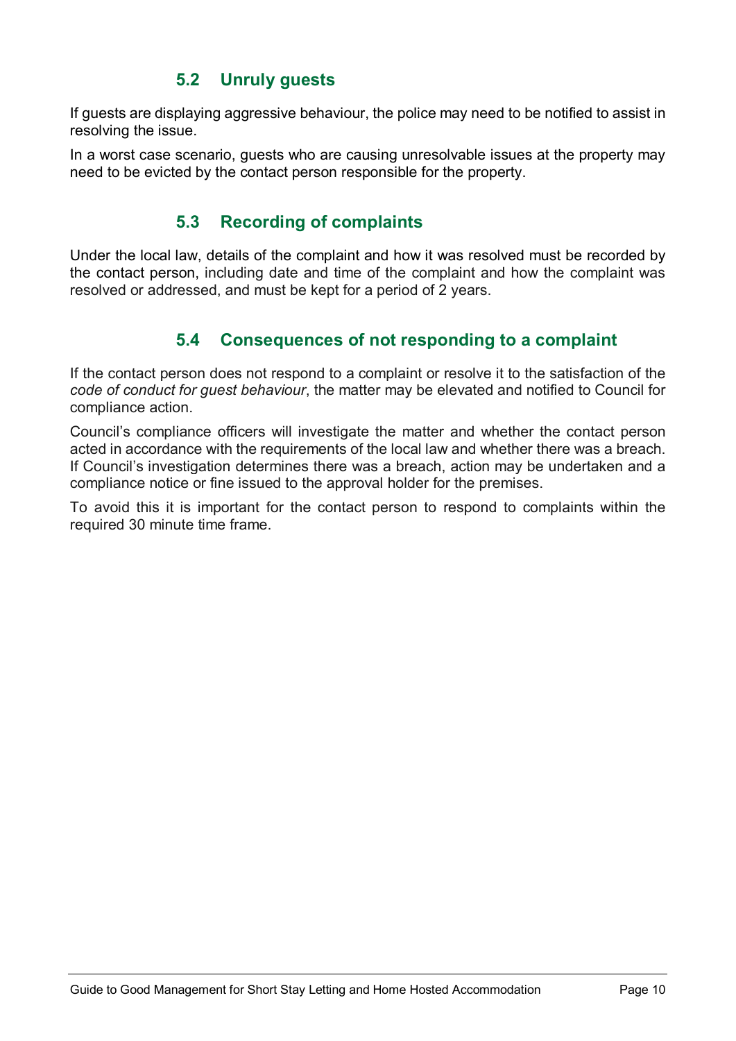## 5.2 Unruly guests

If guests are displaying aggressive behaviour, the police may need to be notified to assist in resolving the issue.

In a worst case scenario, guests who are causing unresolvable issues at the property may need to be evicted by the contact person responsible for the property.

## 5.3 Recording of complaints

Under the local law, details of the complaint and how it was resolved must be recorded by the contact person, including date and time of the complaint and how the complaint was resolved or addressed, and must be kept for a period of 2 years.

## 5.4 Consequences of not responding to a complaint

If the contact person does not respond to a complaint or resolve it to the satisfaction of the *code of conduct for guest behaviour*, the matter may be elevated and notified to Council for compliance action.

Council's compliance officers will investigate the matter and whether the contact person acted in accordance with the requirements of the local law and whether there was a breach. If Council's investigation determines there was a breach, action may be undertaken and a compliance notice or fine issued to the approval holder for the premises.

To avoid this it is important for the contact person to respond to complaints within the required 30 minute time frame.